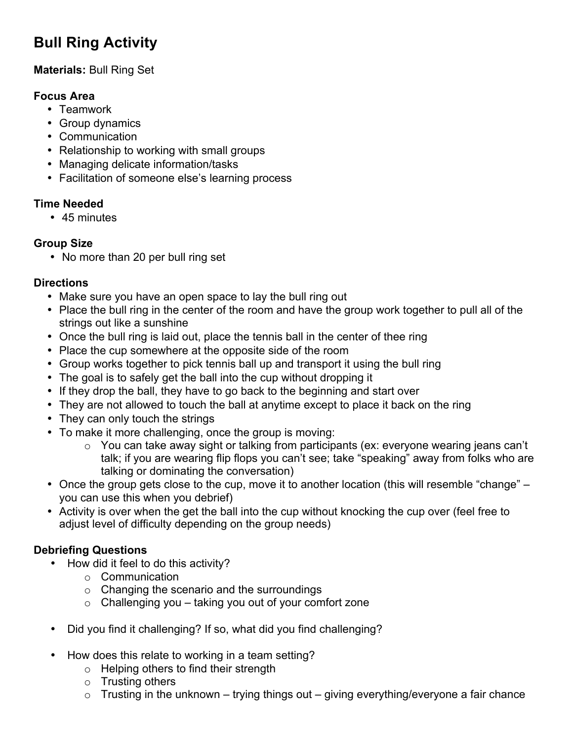# Bull Ring Activity

**Materials:** Bull Ring Set

**Focus Area**

- Teamwork
- Group dynamics
- Communication
- Relationship to working with small groups
- Managing delicate information/tasks
- Facilitation of someone else's learning process

**Time Needed**

- 45 minutes

**Group Size**

- No more than 20 per bull ring set

**Directions**

- Make sure you have an open space to lay the bull ring out
- Place the bull ring in the center of the room and have the group work together to pull all of the strings out like a sunshine
- Once the bull ring is laid out, place the tennis ball in the center of thee ring
- Place the cup somewhere at the opposite side of the room
- Group works together to pick tennis ball up and transport it using the bull ring
- The goal is to safely get the ball into the cup without dropping it
- If they drop the ball, they have to go back to the beginning and start over
- They are not allowed to touch the ball at anytime except to place it back on the ring
- They can only touch the strings
- To make it more challenging, once the group is moving:
    - You can take away sight or talking from participants (ex: everyone wearing jeans can't talk; if you are wearing flip flops you can't see; take "speaking" away from folks who are talking or dominating the conversation)
- Once the group gets close to the cup, move it to another location (this will resemble "change" – you can use this when you debrief)
- Activity is over when the get the ball into the cup without knocking the cup over (feel free to adjust level of difficulty depending on the group needs)

**Debriefing Questions**

- How did it feel to do this activity?
    - Communication
    - Changing the scenario and the surroundings
    - Challenging you – taking you out of your comfort zone
- Did you find it challenging? If so, what did you find challenging?
- How does this relate to working in a team setting?
    - Helping others to find their strength
    - Trusting others
    - Trusting in the unknown – trying things out – giving everything/everyone a fair chance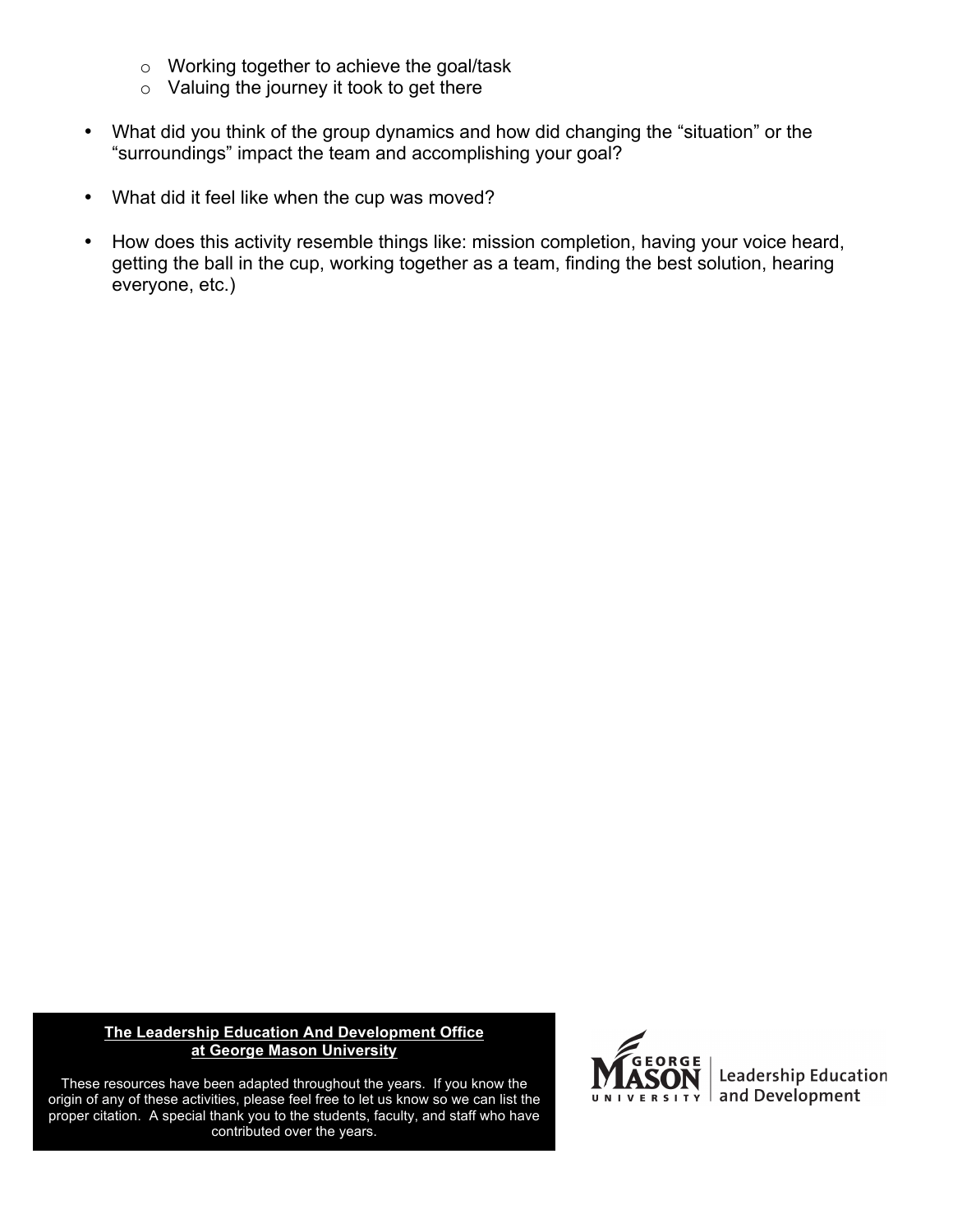- Working together to achieve the goal/task
  - Valuing the journey it took to get there

- What did you think of the group dynamics and how did changing the "situation" or the "surroundings" impact the team and accomplishing your goal?

- What did it feel like when the cup was moved?

- How does this activity resemble things like: mission completion, having your voice heard, getting the ball in the cup, working together as a team, finding the best solution, hearing everyone, etc.)

**The Leadership Education And Development Office at George Mason University**

These resources have been adapted throughout the years. If you know the origin of any of these activities, please feel free to let us know so we can list the proper citation. A special thank you to the students, faculty, and staff who have contributed over the years.

George Mason University | Leadership Education and Development